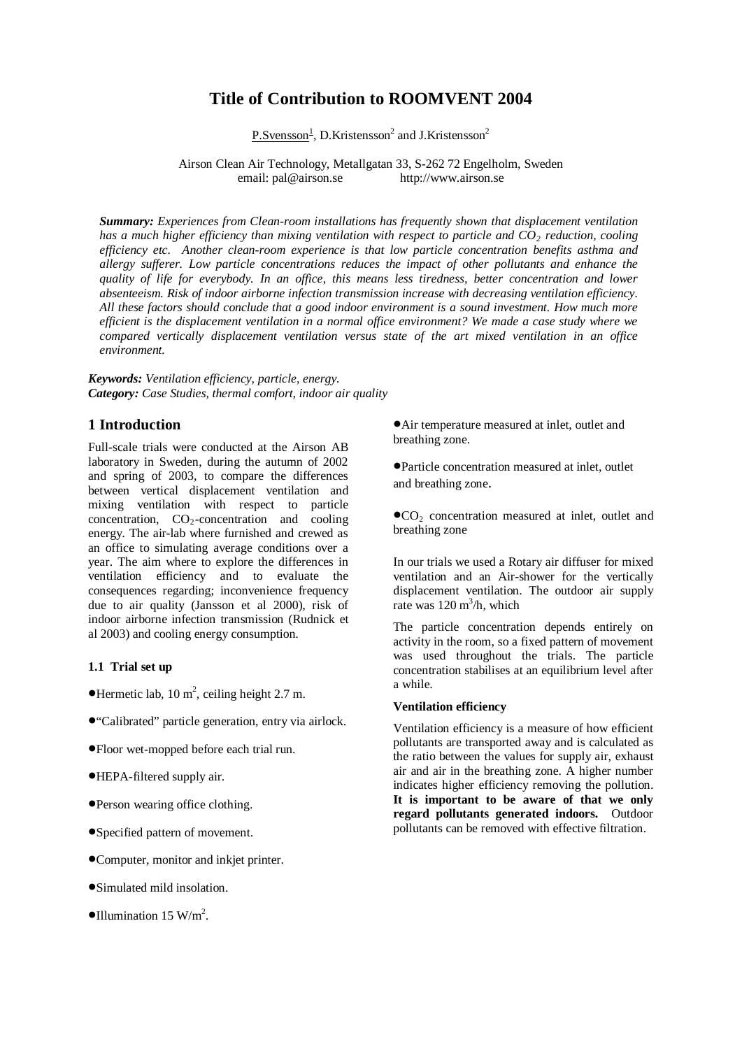# Title of Contribution to ROOMVENT 2004

P.Svensson[1], D.Kristensson[2] and J.Kristensson[2]

Airson Clean Air Technology, Metallgatan 33, S-262 72 Engelholm, Sweden
email: pal@airson.se http://www.airson.se

***Summary:*** *Experiences from Clean-room installations has frequently shown that displacement ventilation has a much higher efficiency than mixing ventilation with respect to particle and $CO_2$ reduction, cooling efficiency etc. Another clean-room experience is that low particle concentration benefits asthma and allergy sufferer. Low particle concentrations reduces the impact of other pollutants and enhance the quality of life for everybody. In an office, this means less tiredness, better concentration and lower absenteeism. Risk of indoor airborne infection transmission increase with decreasing ventilation efficiency. All these factors should conclude that a good indoor environment is a sound investment. How much more efficient is the displacement ventilation in a normal office environment? We made a case study where we compared vertically displacement ventilation versus state of the art mixed ventilation in an office environment.*

***Keywords:*** *Ventilation efficiency, particle, energy.*
***Category:*** *Case Studies, thermal comfort, indoor air quality*

## 1 Introduction

Full-scale trials were conducted at the Airson AB laboratory in Sweden, during the autumn of 2002 and spring of 2003, to compare the differences between vertical displacement ventilation and mixing ventilation with respect to particle concentration, $CO_2$-concentration and cooling energy. The air-lab where furnished and crewed as an office to simulating average conditions over a year. The aim where to explore the differences in ventilation efficiency and to evaluate the consequences regarding; inconvenience frequency due to air quality (Jansson et al 2000), risk of indoor airborne infection transmission (Rudnick et al 2003) and cooling energy consumption.

### 1.1 Trial set up

- Hermetic lab, 10 m$^2$, ceiling height 2.7 m.
- "Calibrated" particle generation, entry via airlock.
- Floor wet-mopped before each trial run.
- HEPA-filtered supply air.
- Person wearing office clothing.
- Specified pattern of movement.
- Computer, monitor and inkjet printer.
- Simulated mild insolation.
- Illumination 15 W/m$^2$.
- Air temperature measured at inlet, outlet and breathing zone.
- Particle concentration measured at inlet, outlet and breathing zone.
- $CO_2$ concentration measured at inlet, outlet and breathing zone

In our trials we used a Rotary air diffuser for mixed ventilation and an Air-shower for the vertically displacement ventilation. The outdoor air supply rate was 120 m$^3$/h, which

The particle concentration depends entirely on activity in the room, so a fixed pattern of movement was used throughout the trials. The particle concentration stabilises at an equilibrium level after a while.

#### Ventilation efficiency

Ventilation efficiency is a measure of how efficient pollutants are transported away and is calculated as the ratio between the values for supply air, exhaust air and air in the breathing zone. A higher number indicates higher efficiency removing the pollution. **It is important to be aware of that we only regard pollutants generated indoors.** Outdoor pollutants can be removed with effective filtration.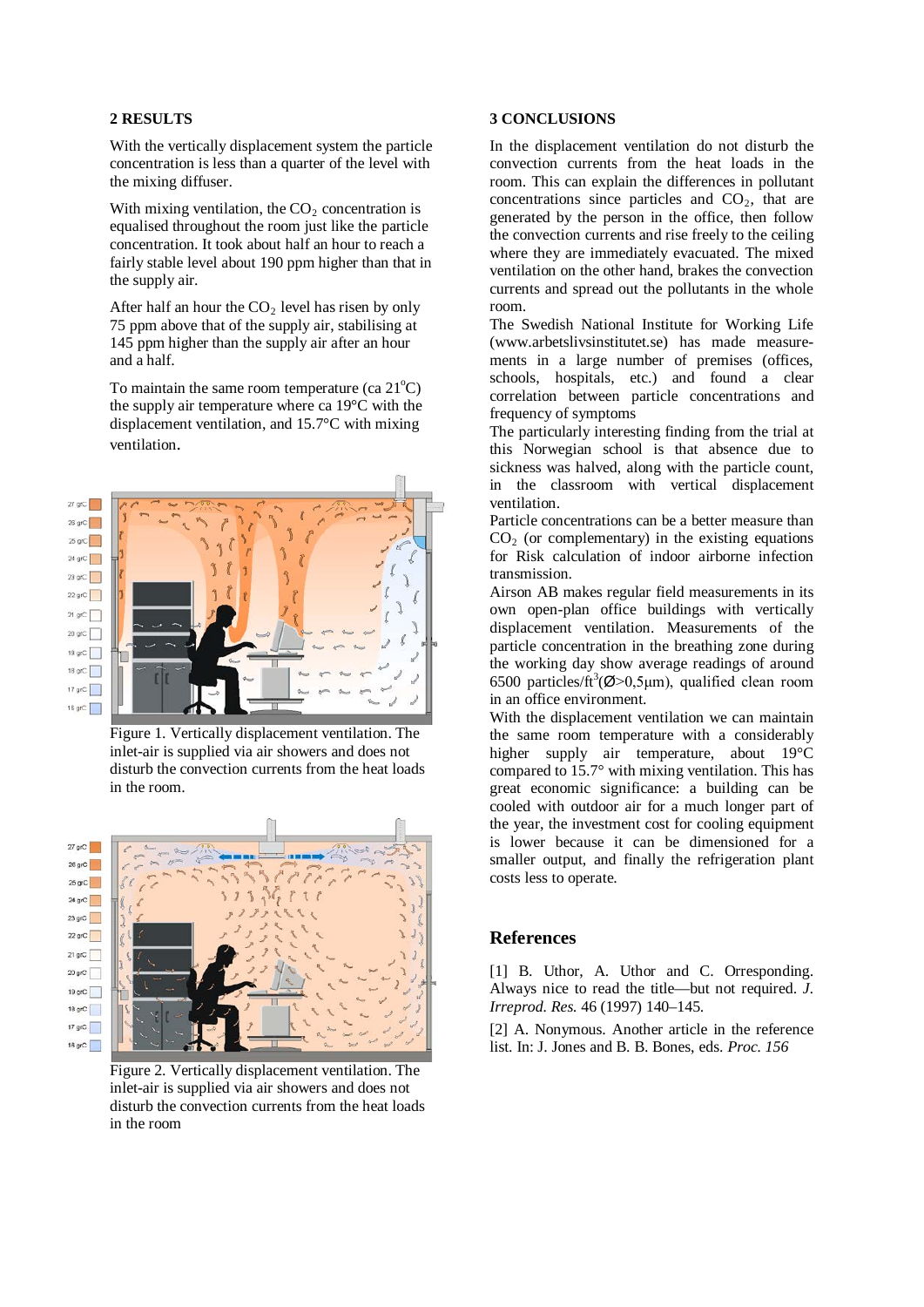## 2 RESULTS

With the vertically displacement system the particle concentration is less than a quarter of the level with the mixing diffuser.

With mixing ventilation, the $CO_2$ concentration is equalised throughout the room just like the particle concentration. It took about half an hour to reach a fairly stable level about 190 ppm higher than that in the supply air.

After half an hour the $CO_2$ level has risen by only 75 ppm above that of the supply air, stabilising at 145 ppm higher than the supply air after an hour and a half.

To maintain the same room temperature (ca 21°C) the supply air temperature where ca 19°C with the displacement ventilation, and 15.7°C with mixing ventilation.

27 grC
26 grC
25 grC
24 grC
23 grC
22 grC
21 grC
20 grC
19 grC
18 grC
17 grC
16 grC

Figure 1. Vertically displacement ventilation. The inlet-air is supplied via air showers and does not disturb the convection currents from the heat loads in the room.

27 grC
26 grC
25 grC
24 grC
23 grC
22 grC
21 grC
20 grC
19 grC
18 grC
17 grC
16 grC

Figure 2. Vertically displacement ventilation. The inlet-air is supplied via air showers and does not disturb the convection currents from the heat loads in the room

## 3 CONCLUSIONS

In the displacement ventilation do not disturb the convection currents from the heat loads in the room. This can explain the differences in pollutant concentrations since particles and $CO_2$, that are generated by the person in the office, then follow the convection currents and rise freely to the ceiling where they are immediately evacuated. The mixed ventilation on the other hand, brakes the convection currents and spread out the pollutants in the whole room.

The Swedish National Institute for Working Life (www.arbetslivsinstitutet.se) has made measurements in a large number of premises (offices, schools, hospitals, etc.) and found a clear correlation between particle concentrations and frequency of symptoms

The particularly interesting finding from the trial at this Norwegian school is that absence due to sickness was halved, along with the particle count, in the classroom with vertical displacement ventilation.

Particle concentrations can be a better measure than $CO_2$ (or complementary) in the existing equations for Risk calculation of indoor airborne infection transmission.

Airson AB makes regular field measurements in its own open-plan office buildings with vertically displacement ventilation. Measurements of the particle concentration in the breathing zone during the working day show average readings of around 6500 particles/ft$^3$(Ø>0,5µm), qualified clean room in an office environment.

With the displacement ventilation we can maintain the same room temperature with a considerably higher supply air temperature, about 19°C compared to 15.7° with mixing ventilation. This has great economic significance: a building can be cooled with outdoor air for a much longer part of the year, the investment cost for cooling equipment is lower because it can be dimensioned for a smaller output, and finally the refrigeration plant costs less to operate.

## References

[1] B. Uthor, A. Uthor and C. Orresponding. Always nice to read the title—but not required. *J. Irreprod. Res.* 46 (1997) 140–145.

[2] A. Nonymous. Another article in the reference list. In: J. Jones and B. B. Bones, eds. *Proc. 156*